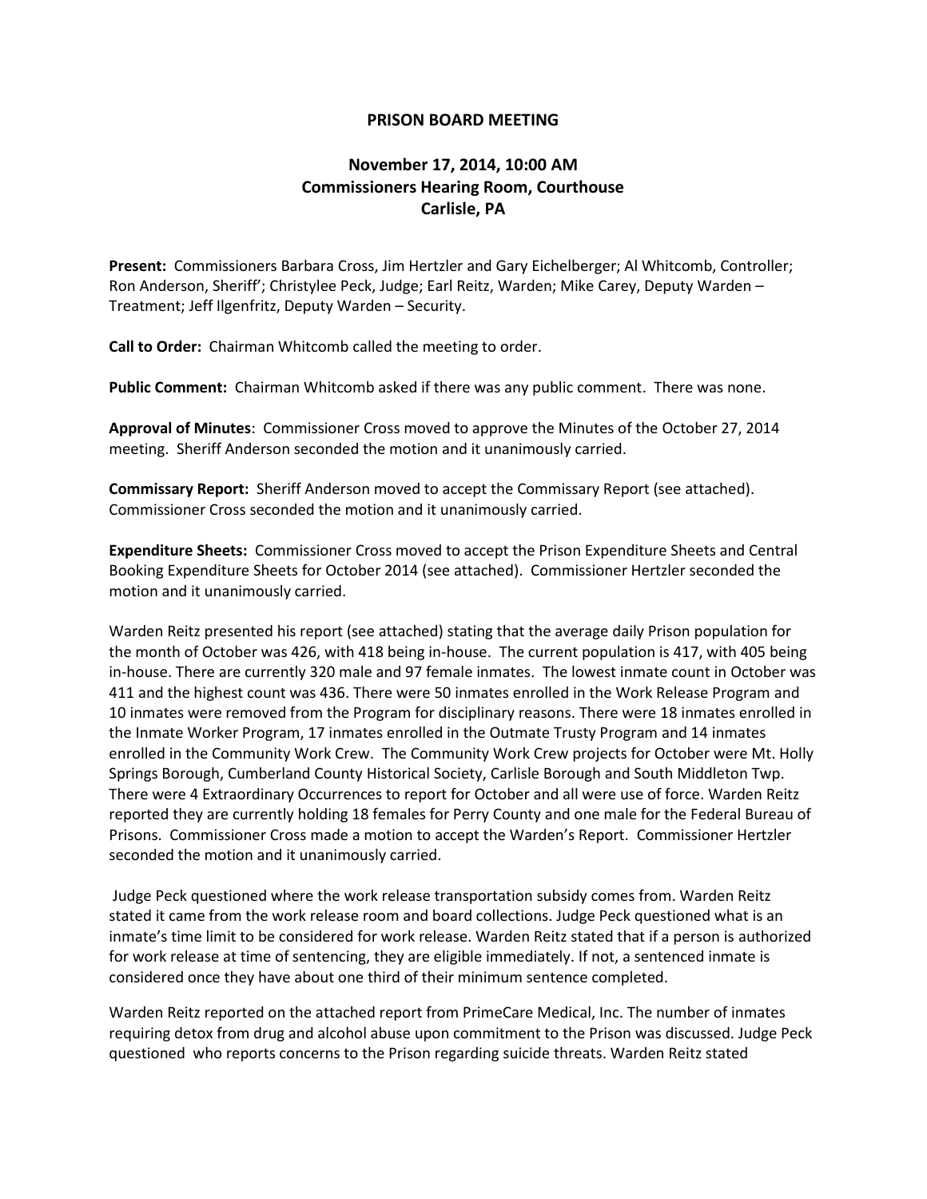# PRISON BOARD MEETING

## November 17, 2014, 10:00 AM
## Commissioners Hearing Room, Courthouse
## Carlisle, PA

**Present:** Commissioners Barbara Cross, Jim Hertzler and Gary Eichelberger; Al Whitcomb, Controller; Ron Anderson, Sheriff'; Christylee Peck, Judge; Earl Reitz, Warden; Mike Carey, Deputy Warden – Treatment; Jeff Ilgenfritz, Deputy Warden – Security.

**Call to Order:** Chairman Whitcomb called the meeting to order.

**Public Comment:** Chairman Whitcomb asked if there was any public comment. There was none.

**Approval of Minutes**: Commissioner Cross moved to approve the Minutes of the October 27, 2014 meeting. Sheriff Anderson seconded the motion and it unanimously carried.

**Commissary Report:** Sheriff Anderson moved to accept the Commissary Report (see attached). Commissioner Cross seconded the motion and it unanimously carried.

**Expenditure Sheets:** Commissioner Cross moved to accept the Prison Expenditure Sheets and Central Booking Expenditure Sheets for October 2014 (see attached). Commissioner Hertzler seconded the motion and it unanimously carried.

Warden Reitz presented his report (see attached) stating that the average daily Prison population for the month of October was 426, with 418 being in-house. The current population is 417, with 405 being in-house. There are currently 320 male and 97 female inmates. The lowest inmate count in October was 411 and the highest count was 436. There were 50 inmates enrolled in the Work Release Program and 10 inmates were removed from the Program for disciplinary reasons. There were 18 inmates enrolled in the Inmate Worker Program, 17 inmates enrolled in the Outmate Trusty Program and 14 inmates enrolled in the Community Work Crew. The Community Work Crew projects for October were Mt. Holly Springs Borough, Cumberland County Historical Society, Carlisle Borough and South Middleton Twp. There were 4 Extraordinary Occurrences to report for October and all were use of force. Warden Reitz reported they are currently holding 18 females for Perry County and one male for the Federal Bureau of Prisons. Commissioner Cross made a motion to accept the Warden's Report. Commissioner Hertzler seconded the motion and it unanimously carried.

Judge Peck questioned where the work release transportation subsidy comes from. Warden Reitz stated it came from the work release room and board collections. Judge Peck questioned what is an inmate's time limit to be considered for work release. Warden Reitz stated that if a person is authorized for work release at time of sentencing, they are eligible immediately. If not, a sentenced inmate is considered once they have about one third of their minimum sentence completed.

Warden Reitz reported on the attached report from PrimeCare Medical, Inc. The number of inmates requiring detox from drug and alcohol abuse upon commitment to the Prison was discussed. Judge Peck questioned who reports concerns to the Prison regarding suicide threats. Warden Reitz stated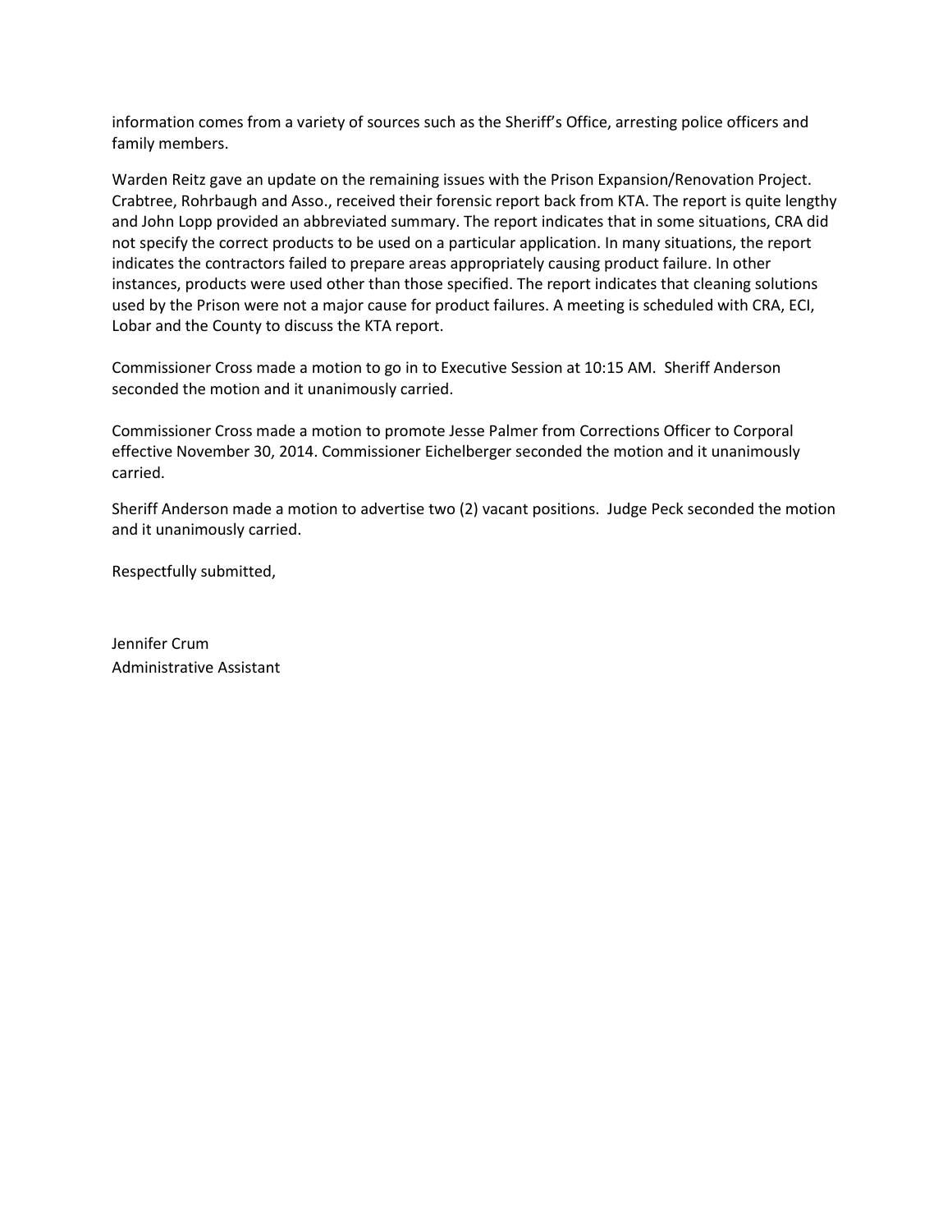information comes from a variety of sources such as the Sheriff's Office, arresting police officers and family members.

Warden Reitz gave an update on the remaining issues with the Prison Expansion/Renovation Project. Crabtree, Rohrbaugh and Asso., received their forensic report back from KTA. The report is quite lengthy and John Lopp provided an abbreviated summary. The report indicates that in some situations, CRA did not specify the correct products to be used on a particular application. In many situations, the report indicates the contractors failed to prepare areas appropriately causing product failure. In other instances, products were used other than those specified. The report indicates that cleaning solutions used by the Prison were not a major cause for product failures. A meeting is scheduled with CRA, ECI, Lobar and the County to discuss the KTA report.

Commissioner Cross made a motion to go in to Executive Session at 10:15 AM. Sheriff Anderson seconded the motion and it unanimously carried.

Commissioner Cross made a motion to promote Jesse Palmer from Corrections Officer to Corporal effective November 30, 2014. Commissioner Eichelberger seconded the motion and it unanimously carried.

Sheriff Anderson made a motion to advertise two (2) vacant positions. Judge Peck seconded the motion and it unanimously carried.

Respectfully submitted,

Jennifer Crum
Administrative Assistant